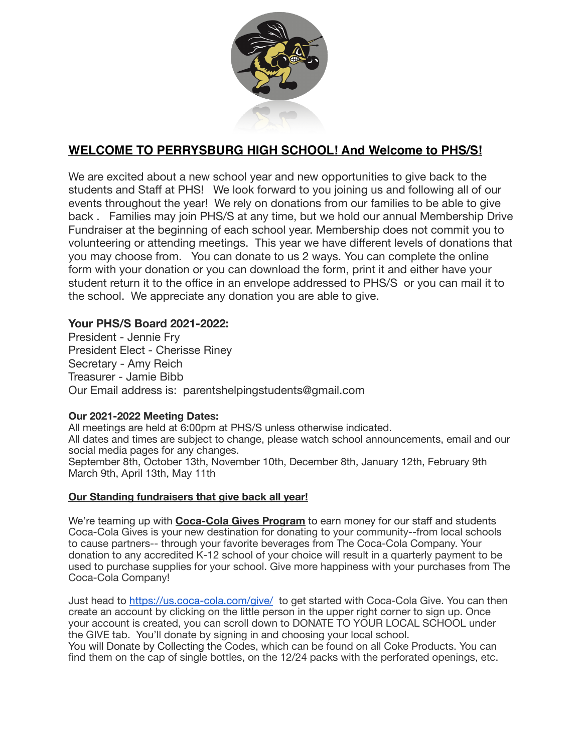# WELCOME TO PERRYSBURG HIGH SCHOOL! And Welcome to PHS/S!

We are excited about a new school year and new opportunities to give back to the students and Staff at PHS! We look forward to you joining us and following all of our events throughout the year! We rely on donations from our families to be able to give back . Families may join PHS/S at any time, but we hold our annual Membership Drive Fundraiser at the beginning of each school year. Membership does not commit you to volunteering or attending meetings. This year we have different levels of donations that you may choose from. You can donate to us 2 ways. You can complete the online form with your donation or you can download the form, print it and either have your student return it to the office in an envelope addressed to PHS/S or you can mail it to the school. We appreciate any donation you are able to give.

**Your PHS/S Board 2021-2022:**
President - Jennie Fry
President Elect - Cherisse Riney
Secretary - Amy Reich
Treasurer - Jamie Bibb
Our Email address is: parentshelpingstudents@gmail.com

**Our 2021-2022 Meeting Dates:**
All meetings are held at 6:00pm at PHS/S unless otherwise indicated.
All dates and times are subject to change, please watch school announcements, email and our social media pages for any changes.
September 8th, October 13th, November 10th, December 8th, January 12th, February 9th
March 9th, April 13th, May 11th

## Our Standing fundraisers that give back all year!

We're teaming up with **Coca-Cola Gives Program** to earn money for our staff and students Coca-Cola Gives is your new destination for donating to your community--from local schools to cause partners-- through your favorite beverages from The Coca-Cola Company. Your donation to any accredited K-12 school of your choice will result in a quarterly payment to be used to purchase supplies for your school. Give more happiness with your purchases from The Coca-Cola Company!

Just head to https://us.coca-cola.com/give/ to get started with Coca-Cola Give. You can then create an account by clicking on the little person in the upper right corner to sign up. Once your account is created, you can scroll down to DONATE TO YOUR LOCAL SCHOOL under the GIVE tab. You'll donate by signing in and choosing your local school.
You will Donate by Collecting the Codes, which can be found on all Coke Products. You can find them on the cap of single bottles, on the 12/24 packs with the perforated openings, etc.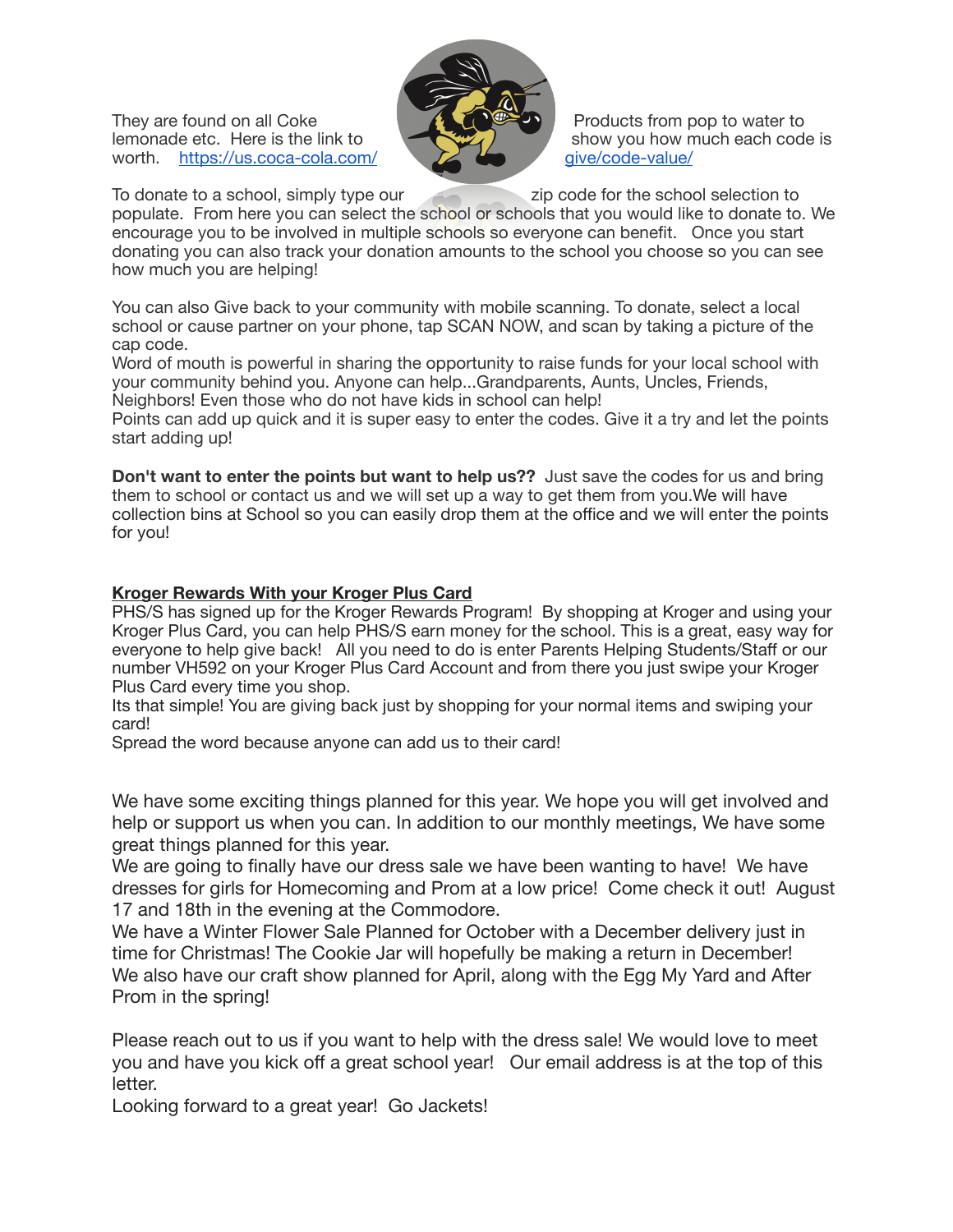They are found on all Coke Products from pop to water to lemonade etc. Here is the link to show you how much each code is worth. https://us.coca-cola.com/give/code-value/

To donate to a school, simply type our zip code for the school selection to populate. From here you can select the school or schools that you would like to donate to. We encourage you to be involved in multiple schools so everyone can benefit. Once you start donating you can also track your donation amounts to the school you choose so you can see how much you are helping!

You can also Give back to your community with mobile scanning. To donate, select a local school or cause partner on your phone, tap SCAN NOW, and scan by taking a picture of the cap code.
Word of mouth is powerful in sharing the opportunity to raise funds for your local school with your community behind you. Anyone can help...Grandparents, Aunts, Uncles, Friends, Neighbors! Even those who do not have kids in school can help!
Points can add up quick and it is super easy to enter the codes. Give it a try and let the points start adding up!

**Don't want to enter the points but want to help us??** Just save the codes for us and bring them to school or contact us and we will set up a way to get them from you.We will have collection bins at School so you can easily drop them at the office and we will enter the points for you!

**Kroger Rewards With your Kroger Plus Card**

PHS/S has signed up for the Kroger Rewards Program! By shopping at Kroger and using your Kroger Plus Card, you can help PHS/S earn money for the school. This is a great, easy way for everyone to help give back! All you need to do is enter Parents Helping Students/Staff or our number VH592 on your Kroger Plus Card Account and from there you just swipe your Kroger Plus Card every time you shop.
Its that simple! You are giving back just by shopping for your normal items and swiping your card!
Spread the word because anyone can add us to their card!

We have some exciting things planned for this year. We hope you will get involved and help or support us when you can. In addition to our monthly meetings, We have some great things planned for this year.
We are going to finally have our dress sale we have been wanting to have! We have dresses for girls for Homecoming and Prom at a low price! Come check it out! August 17 and 18th in the evening at the Commodore.
We have a Winter Flower Sale Planned for October with a December delivery just in time for Christmas! The Cookie Jar will hopefully be making a return in December!
We also have our craft show planned for April, along with the Egg My Yard and After Prom in the spring!

Please reach out to us if you want to help with the dress sale! We would love to meet you and have you kick off a great school year! Our email address is at the top of this letter.
Looking forward to a great year! Go Jackets!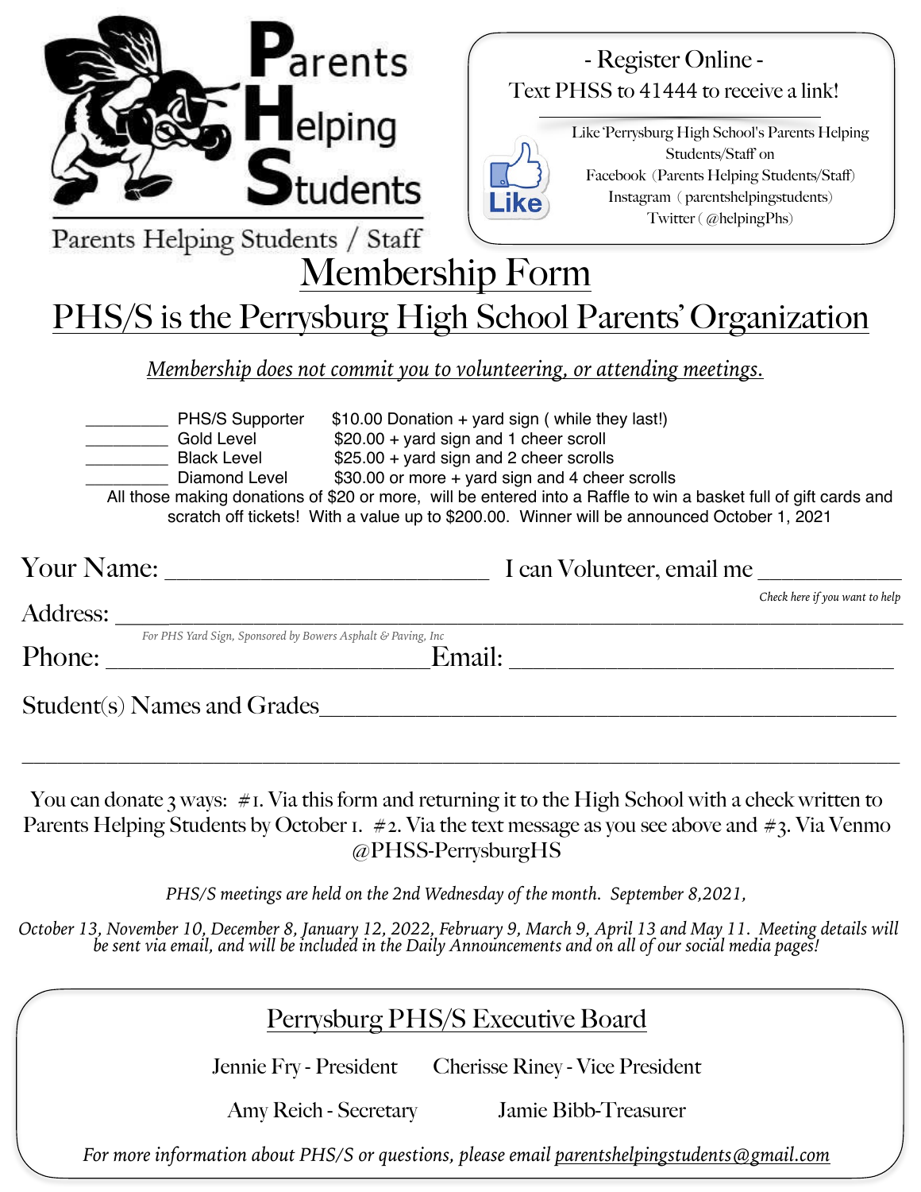**Parents Helping Students**

Parents Helping Students / Staff

- Register Online -

Text PHSS to 41444 to receive a link!

Like 'Perrysburg High School's Parents Helping Students/Staff on
Facebook (Parents Helping Students/Staff)
Instagram (parentshelpingstudents)
Twitter (@helpingPhs)

# Membership Form

## PHS/S is the Perrysburg High School Parents' Organization

*Membership does not commit you to volunteering, or attending meetings.*

| | | |
|---|---|---|
| _________ | PHS/S Supporter | $10.00 Donation + yard sign ( while they last!) |
| _________ | Gold Level | $20.00 + yard sign and 1 cheer scroll |
| _________ | Black Level | $25.00 + yard sign and 2 cheer scrolls |
| _________ | Diamond Level | $30.00 or more + yard sign and 4 cheer scrolls |

All those making donations of $20 or more, will be entered into a Raffle to win a basket full of gift cards and scratch off tickets! With a value up to $200.00. Winner will be announced October 1, 2021

Your Name: ____________________________ I can Volunteer, email me ____________
*Check here if you want to help*

Address: ________________________________________________________________
*For PHS Yard Sign, Sponsored by Bowers Asphalt & Paving, Inc*

Phone: ____________________________Email: __________________________________

Student(s) Names and Grades______________________________________________________

________________________________________________________________________________

You can donate 3 ways: #1. Via this form and returning it to the High School with a check written to Parents Helping Students by October 1. #2. Via the text message as you see above and #3. Via Venmo @PHSS-PerrysburgHS

*PHS/S meetings are held on the 2nd Wednesday of the month. September 8,2021,*

*October 13, November 10, December 8, January 12, 2022, February 9, March 9, April 13 and May 11. Meeting details will be sent via email, and will be included in the Daily Announcements and on all of our social media pages!*

## Perrysburg PHS/S Executive Board

Jennie Fry - President — Cherisse Riney - Vice President

Amy Reich - Secretary — Jamie Bibb-Treasurer

*For more information about PHS/S or questions, please email parentshelpingstudents@gmail.com*